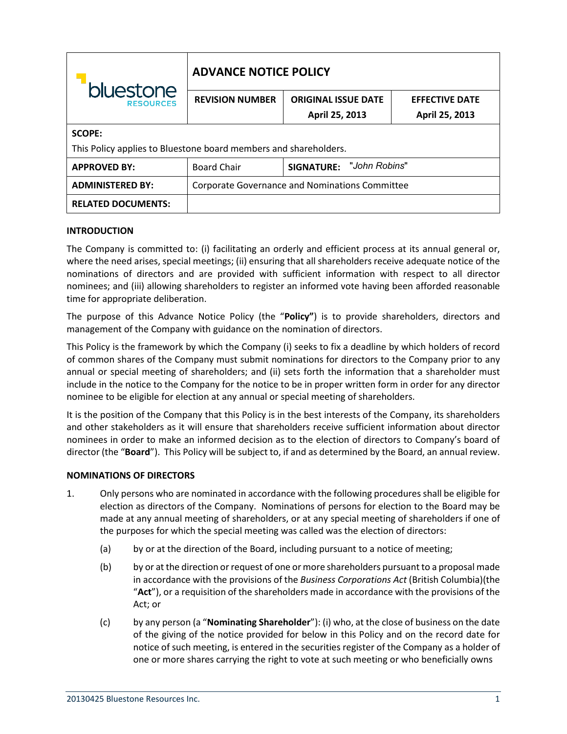| bluestone RESOURCES | **ADVANCE NOTICE POLICY** | | |
|---|---|---|---|
| | **REVISION NUMBER** | **ORIGINAL ISSUE DATE** April 25, 2013 | **EFFECTIVE DATE** April 25, 2013 |
| **SCOPE:** This Policy applies to Bluestone board members and shareholders. | | | |
| **APPROVED BY:** | Board Chair | **SIGNATURE:** "John Robins" | |
| **ADMINISTERED BY:** | Corporate Governance and Nominations Committee | | |
| **RELATED DOCUMENTS:** | | | |

**INTRODUCTION**

The Company is committed to: (i) facilitating an orderly and efficient process at its annual general or, where the need arises, special meetings; (ii) ensuring that all shareholders receive adequate notice of the nominations of directors and are provided with sufficient information with respect to all director nominees; and (iii) allowing shareholders to register an informed vote having been afforded reasonable time for appropriate deliberation.

The purpose of this Advance Notice Policy (the "**Policy"**) is to provide shareholders, directors and management of the Company with guidance on the nomination of directors.

This Policy is the framework by which the Company (i) seeks to fix a deadline by which holders of record of common shares of the Company must submit nominations for directors to the Company prior to any annual or special meeting of shareholders; and (ii) sets forth the information that a shareholder must include in the notice to the Company for the notice to be in proper written form in order for any director nominee to be eligible for election at any annual or special meeting of shareholders.

It is the position of the Company that this Policy is in the best interests of the Company, its shareholders and other stakeholders as it will ensure that shareholders receive sufficient information about director nominees in order to make an informed decision as to the election of directors to Company's board of director (the "**Board**"). This Policy will be subject to, if and as determined by the Board, an annual review.

**NOMINATIONS OF DIRECTORS**

1. Only persons who are nominated in accordance with the following procedures shall be eligible for election as directors of the Company. Nominations of persons for election to the Board may be made at any annual meeting of shareholders, or at any special meeting of shareholders if one of the purposes for which the special meeting was called was the election of directors:

   (a) by or at the direction of the Board, including pursuant to a notice of meeting;

   (b) by or at the direction or request of one or more shareholders pursuant to a proposal made in accordance with the provisions of the *Business Corporations Act* (British Columbia)(the "**Act**"), or a requisition of the shareholders made in accordance with the provisions of the Act; or

   (c) by any person (a "**Nominating Shareholder**"): (i) who, at the close of business on the date of the giving of the notice provided for below in this Policy and on the record date for notice of such meeting, is entered in the securities register of the Company as a holder of one or more shares carrying the right to vote at such meeting or who beneficially owns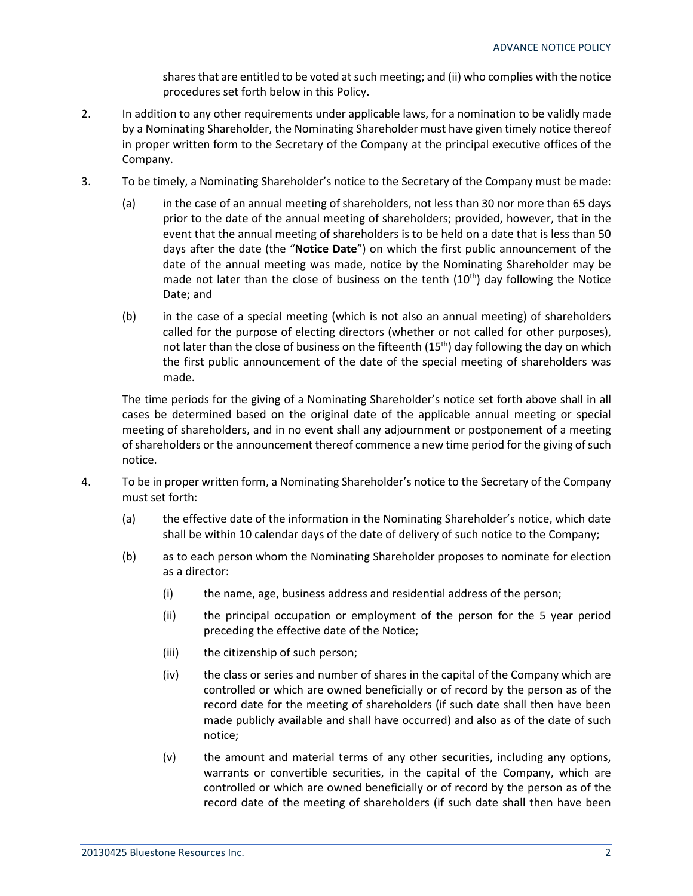shares that are entitled to be voted at such meeting; and (ii) who complies with the notice procedures set forth below in this Policy.

2. In addition to any other requirements under applicable laws, for a nomination to be validly made by a Nominating Shareholder, the Nominating Shareholder must have given timely notice thereof in proper written form to the Secretary of the Company at the principal executive offices of the Company.

3. To be timely, a Nominating Shareholder's notice to the Secretary of the Company must be made:

   (a) in the case of an annual meeting of shareholders, not less than 30 nor more than 65 days prior to the date of the annual meeting of shareholders; provided, however, that in the event that the annual meeting of shareholders is to be held on a date that is less than 50 days after the date (the "**Notice Date**") on which the first public announcement of the date of the annual meeting was made, notice by the Nominating Shareholder may be made not later than the close of business on the tenth (10th) day following the Notice Date; and

   (b) in the case of a special meeting (which is not also an annual meeting) of shareholders called for the purpose of electing directors (whether or not called for other purposes), not later than the close of business on the fifteenth (15th) day following the day on which the first public announcement of the date of the special meeting of shareholders was made.

   The time periods for the giving of a Nominating Shareholder's notice set forth above shall in all cases be determined based on the original date of the applicable annual meeting or special meeting of shareholders, and in no event shall any adjournment or postponement of a meeting of shareholders or the announcement thereof commence a new time period for the giving of such notice.

4. To be in proper written form, a Nominating Shareholder's notice to the Secretary of the Company must set forth:

   (a) the effective date of the information in the Nominating Shareholder's notice, which date shall be within 10 calendar days of the date of delivery of such notice to the Company;

   (b) as to each person whom the Nominating Shareholder proposes to nominate for election as a director:

      (i) the name, age, business address and residential address of the person;

      (ii) the principal occupation or employment of the person for the 5 year period preceding the effective date of the Notice;

      (iii) the citizenship of such person;

      (iv) the class or series and number of shares in the capital of the Company which are controlled or which are owned beneficially or of record by the person as of the record date for the meeting of shareholders (if such date shall then have been made publicly available and shall have occurred) and also as of the date of such notice;

      (v) the amount and material terms of any other securities, including any options, warrants or convertible securities, in the capital of the Company, which are controlled or which are owned beneficially or of record by the person as of the record date of the meeting of shareholders (if such date shall then have been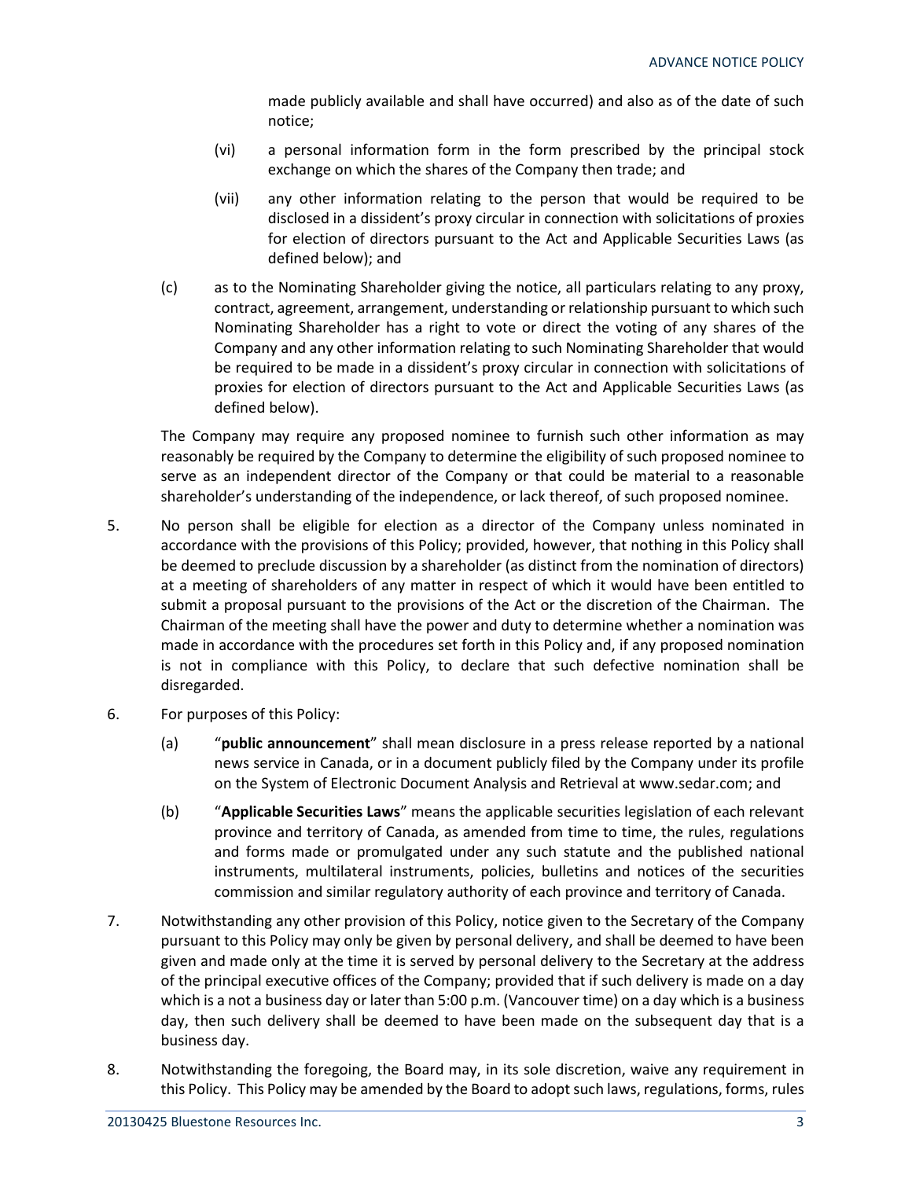made publicly available and shall have occurred) and also as of the date of such notice;

(vi) a personal information form in the form prescribed by the principal stock exchange on which the shares of the Company then trade; and

(vii) any other information relating to the person that would be required to be disclosed in a dissident's proxy circular in connection with solicitations of proxies for election of directors pursuant to the Act and Applicable Securities Laws (as defined below); and

(c) as to the Nominating Shareholder giving the notice, all particulars relating to any proxy, contract, agreement, arrangement, understanding or relationship pursuant to which such Nominating Shareholder has a right to vote or direct the voting of any shares of the Company and any other information relating to such Nominating Shareholder that would be required to be made in a dissident's proxy circular in connection with solicitations of proxies for election of directors pursuant to the Act and Applicable Securities Laws (as defined below).

The Company may require any proposed nominee to furnish such other information as may reasonably be required by the Company to determine the eligibility of such proposed nominee to serve as an independent director of the Company or that could be material to a reasonable shareholder's understanding of the independence, or lack thereof, of such proposed nominee.

5. No person shall be eligible for election as a director of the Company unless nominated in accordance with the provisions of this Policy; provided, however, that nothing in this Policy shall be deemed to preclude discussion by a shareholder (as distinct from the nomination of directors) at a meeting of shareholders of any matter in respect of which it would have been entitled to submit a proposal pursuant to the provisions of the Act or the discretion of the Chairman. The Chairman of the meeting shall have the power and duty to determine whether a nomination was made in accordance with the procedures set forth in this Policy and, if any proposed nomination is not in compliance with this Policy, to declare that such defective nomination shall be disregarded.

6. For purposes of this Policy:

(a) "**public announcement**" shall mean disclosure in a press release reported by a national news service in Canada, or in a document publicly filed by the Company under its profile on the System of Electronic Document Analysis and Retrieval at www.sedar.com; and

(b) "**Applicable Securities Laws**" means the applicable securities legislation of each relevant province and territory of Canada, as amended from time to time, the rules, regulations and forms made or promulgated under any such statute and the published national instruments, multilateral instruments, policies, bulletins and notices of the securities commission and similar regulatory authority of each province and territory of Canada.

7. Notwithstanding any other provision of this Policy, notice given to the Secretary of the Company pursuant to this Policy may only be given by personal delivery, and shall be deemed to have been given and made only at the time it is served by personal delivery to the Secretary at the address of the principal executive offices of the Company; provided that if such delivery is made on a day which is a not a business day or later than 5:00 p.m. (Vancouver time) on a day which is a business day, then such delivery shall be deemed to have been made on the subsequent day that is a business day.

8. Notwithstanding the foregoing, the Board may, in its sole discretion, waive any requirement in this Policy. This Policy may be amended by the Board to adopt such laws, regulations, forms, rules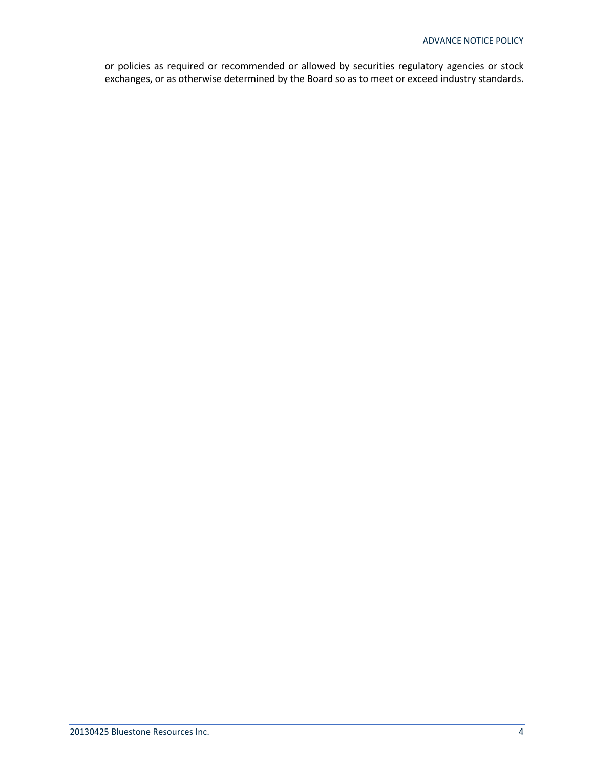or policies as required or recommended or allowed by securities regulatory agencies or stock exchanges, or as otherwise determined by the Board so as to meet or exceed industry standards.